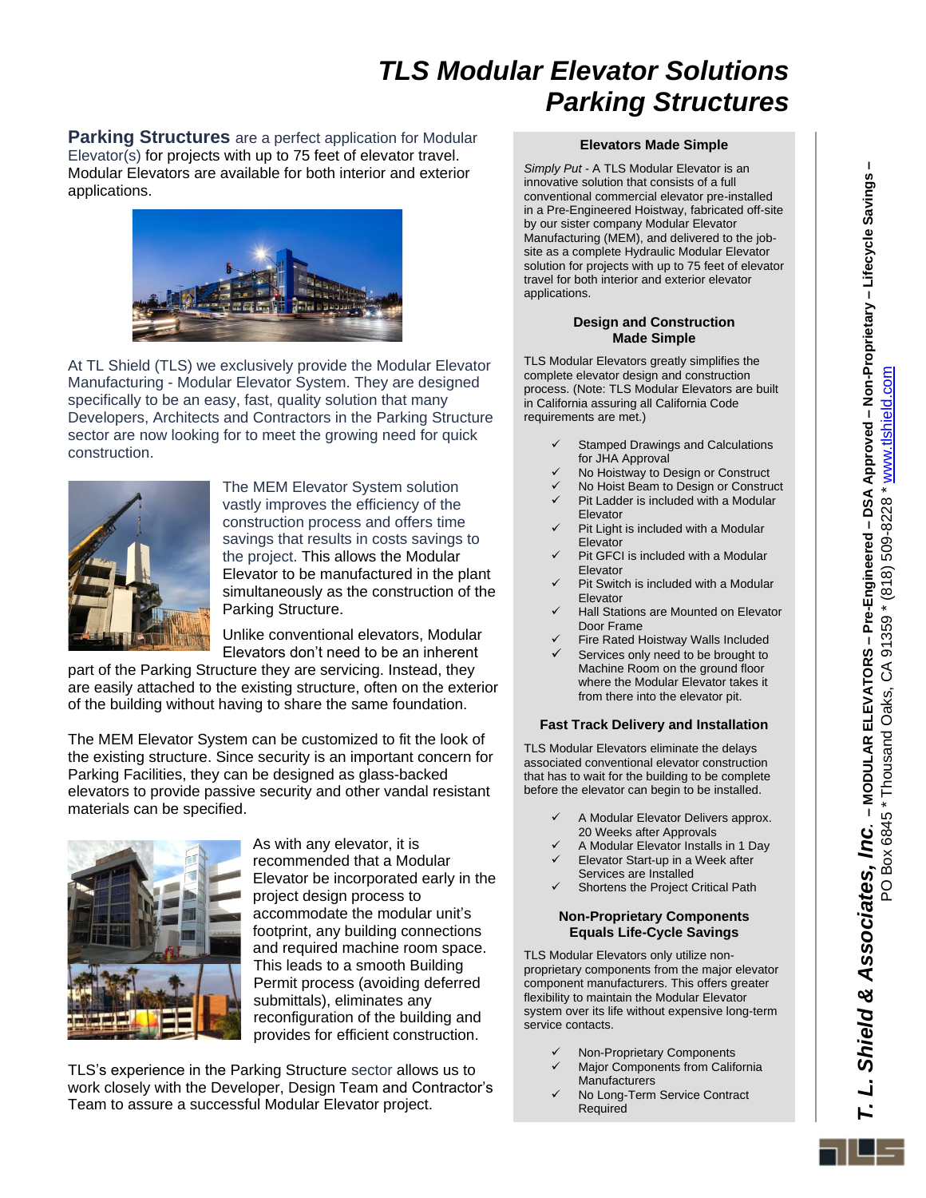# TLS Modular Elevator Solutions
# Parking Structures

**Parking Structures** are a perfect application for Modular Elevator(s) for projects with up to 75 feet of elevator travel. Modular Elevators are available for both interior and exterior applications.

At TL Shield (TLS) we exclusively provide the Modular Elevator Manufacturing - Modular Elevator System. They are designed specifically to be an easy, fast, quality solution that many Developers, Architects and Contractors in the Parking Structure sector are now looking for to meet the growing need for quick construction.

The MEM Elevator System solution vastly improves the efficiency of the construction process and offers time savings that results in costs savings to the project. This allows the Modular Elevator to be manufactured in the plant simultaneously as the construction of the Parking Structure.

Unlike conventional elevators, Modular Elevators don't need to be an inherent part of the Parking Structure they are servicing. Instead, they are easily attached to the existing structure, often on the exterior of the building without having to share the same foundation.

The MEM Elevator System can be customized to fit the look of the existing structure. Since security is an important concern for Parking Facilities, they can be designed as glass-backed elevators to provide passive security and other vandal resistant materials can be specified.

As with any elevator, it is recommended that a Modular Elevator be incorporated early in the project design process to accommodate the modular unit's footprint, any building connections and required machine room space. This leads to a smooth Building Permit process (avoiding deferred submittals), eliminates any reconfiguration of the building and provides for efficient construction.

TLS's experience in the Parking Structure sector allows us to work closely with the Developer, Design Team and Contractor's Team to assure a successful Modular Elevator project.

### Elevators Made Simple

*Simply Put* - A TLS Modular Elevator is an innovative solution that consists of a full conventional commercial elevator pre-installed in a Pre-Engineered Hoistway, fabricated off-site by our sister company Modular Elevator Manufacturing (MEM), and delivered to the job-site as a complete Hydraulic Modular Elevator solution for projects with up to 75 feet of elevator travel for both interior and exterior elevator applications.

### Design and Construction Made Simple

TLS Modular Elevators greatly simplifies the complete elevator design and construction process. (Note: TLS Modular Elevators are built in California assuring all California Code requirements are met.)

- ✓ Stamped Drawings and Calculations for JHA Approval
- ✓ No Hoistway to Design or Construct
- ✓ No Hoist Beam to Design or Construct
- ✓ Pit Ladder is included with a Modular Elevator
- ✓ Pit Light is included with a Modular Elevator
- ✓ Pit GFCI is included with a Modular Elevator
- ✓ Pit Switch is included with a Modular Elevator
- ✓ Hall Stations are Mounted on Elevator Door Frame
- ✓ Fire Rated Hoistway Walls Included
- ✓ Services only need to be brought to Machine Room on the ground floor where the Modular Elevator takes it from there into the elevator pit.

### Fast Track Delivery and Installation

TLS Modular Elevators eliminate the delays associated conventional elevator construction that has to wait for the building to be complete before the elevator can begin to be installed.

- ✓ A Modular Elevator Delivers approx. 20 Weeks after Approvals
- ✓ A Modular Elevator Installs in 1 Day
- ✓ Elevator Start-up in a Week after Services are Installed
- ✓ Shortens the Project Critical Path

### Non-Proprietary Components Equals Life-Cycle Savings

TLS Modular Elevators only utilize non-proprietary components from the major elevator component manufacturers. This offers greater flexibility to maintain the Modular Elevator system over its life without expensive long-term service contacts.

- ✓ Non-Proprietary Components
- ✓ Major Components from California Manufacturers
- ✓ No Long-Term Service Contract Required

***T. L. Shield & Associates, Inc.*** – **MODULAR ELEVATORS – Pre-Engineered – DSA Approved – Non-Proprietary – Lifecycle Savings –**
PO Box 6845 * Thousand Oaks, CA 91359 * (818) 509-8228 * www.tlshield.com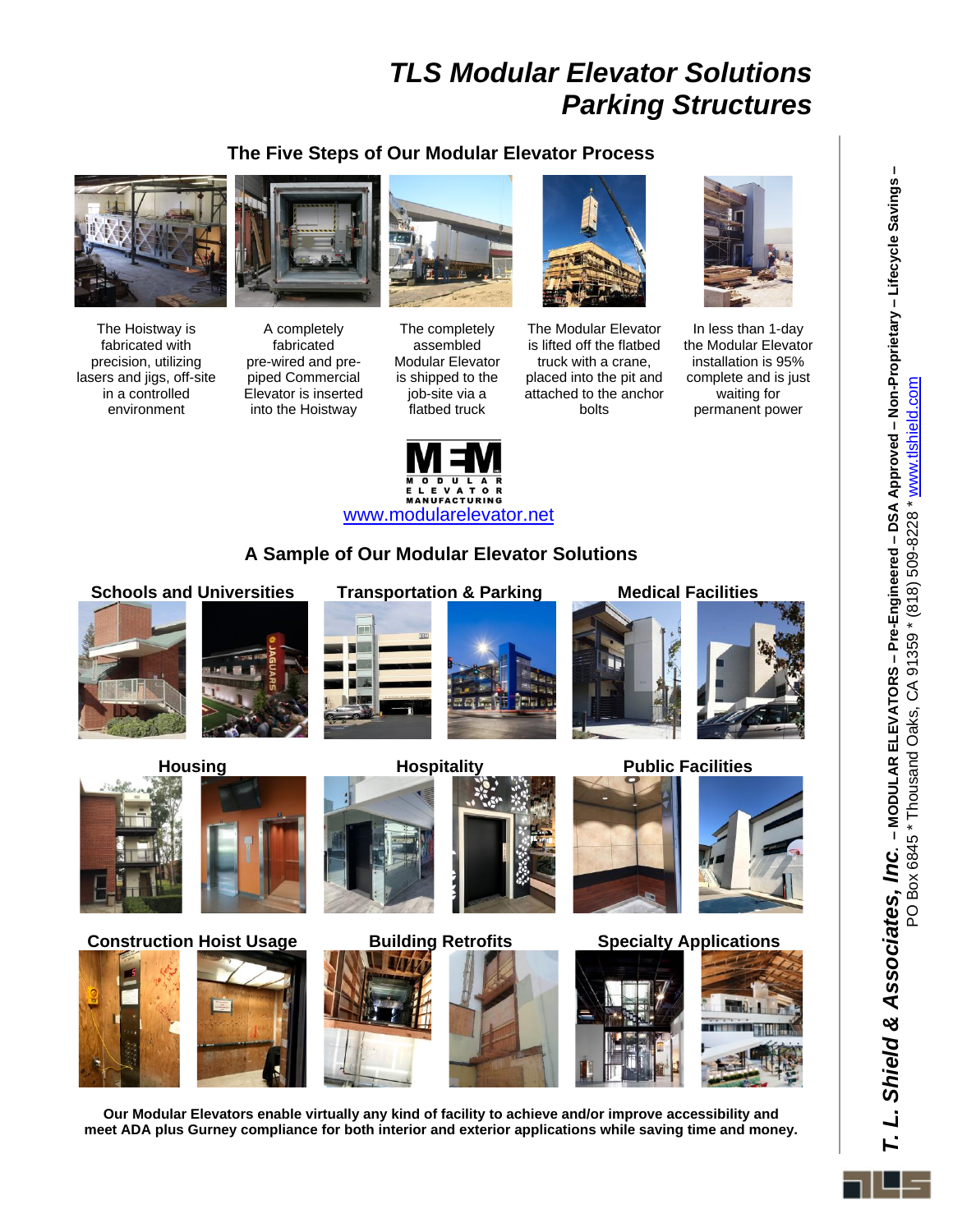# *TLS Modular Elevator Solutions*
# *Parking Structures*

## The Five Steps of Our Modular Elevator Process

The Hoistway is fabricated with precision, utilizing lasers and jigs, off-site in a controlled environment

A completely fabricated pre-wired and pre-piped Commercial Elevator is inserted into the Hoistway

The completely assembled Modular Elevator is shipped to the job-site via a flatbed truck

The Modular Elevator is lifted off the flatbed truck with a crane, placed into the pit and attached to the anchor bolts

In less than 1-day the Modular Elevator installation is 95% complete and is just waiting for permanent power

MEM
MODULAR ELEVATOR MANUFACTURING
www.modularelevator.net

## A Sample of Our Modular Elevator Solutions

**Schools and Universities**

**Transportation & Parking**

**Medical Facilities**

**Housing**

**Hospitality**

**Public Facilities**

**Construction Hoist Usage**

**Building Retrofits**

**Specialty Applications**

**Our Modular Elevators enable virtually any kind of facility to achieve and/or improve accessibility and meet ADA plus Gurney compliance for both interior and exterior applications while saving time and money.**

***T. L. Shield & Associates, Inc.*** – **MODULAR ELEVATORS – Pre-Engineered – DSA Approved – Non-Proprietary – Lifecycle Savings –**
PO Box 6845 * Thousand Oaks, CA 91359 * (818) 509-8228 * www.tlshield.com